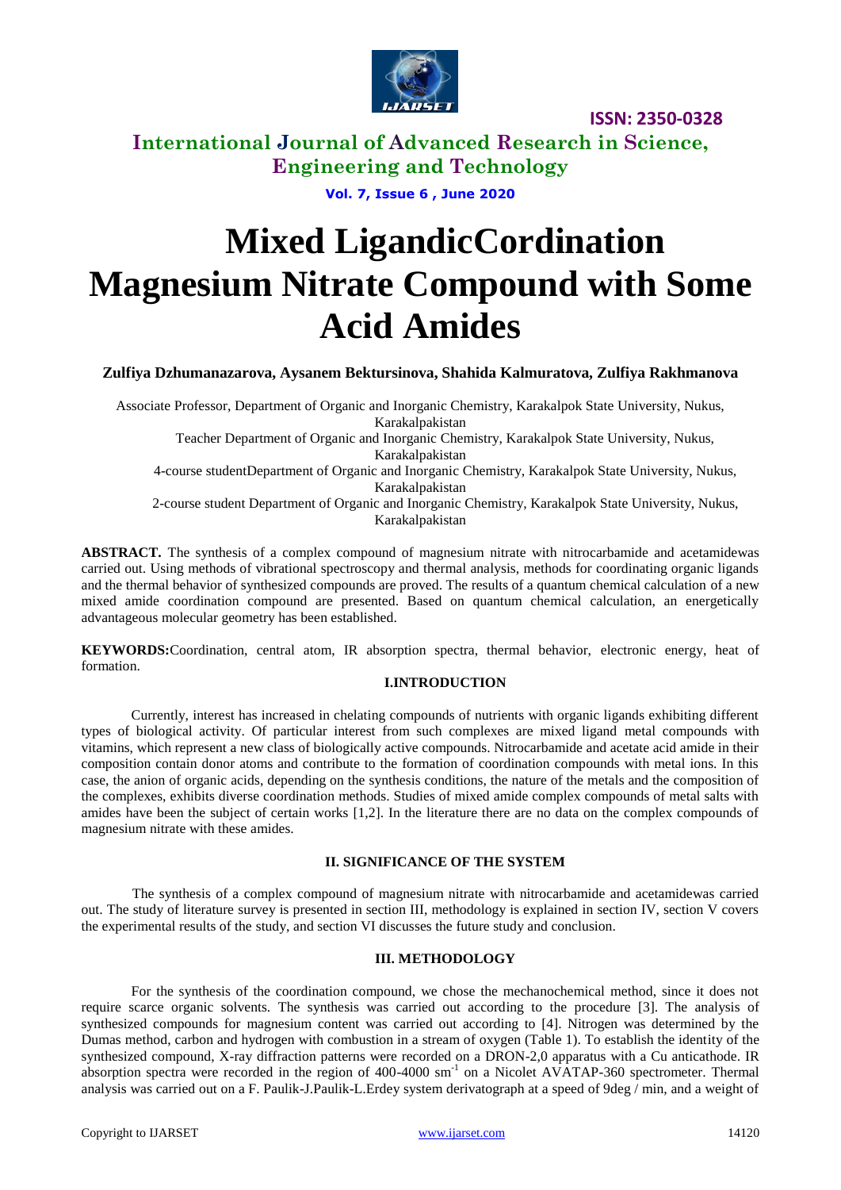# Mixed LigandicCordination Magnesium Nitrate Compound with Some Acid Amides

**Zulfiya Dzhumanazarova, Aysanem Bektursinova, Shahida Kalmuratova, Zulfiya Rakhmanova**

Associate Professor, Department of Organic and Inorganic Chemistry, Karakalpok State University, Nukus, Karakalpakistan

Teacher Department of Organic and Inorganic Chemistry, Karakalpok State University, Nukus, Karakalpakistan

4-course studentDepartment of Organic and Inorganic Chemistry, Karakalpok State University, Nukus, Karakalpakistan

2-course student Department of Organic and Inorganic Chemistry, Karakalpok State University, Nukus, Karakalpakistan

**ABSTRACT.** The synthesis of a complex compound of magnesium nitrate with nitrocarbamide and acetamidewas carried out. Using methods of vibrational spectroscopy and thermal analysis, methods for coordinating organic ligands and the thermal behavior of synthesized compounds are proved. The results of a quantum chemical calculation of a new mixed amide coordination compound are presented. Based on quantum chemical calculation, an energetically advantageous molecular geometry has been established.

**KEYWORDS:**Coordination, central atom, IR absorption spectra, thermal behavior, electronic energy, heat of formation.

## I.INTRODUCTION

Currently, interest has increased in chelating compounds of nutrients with organic ligands exhibiting different types of biological activity. Of particular interest from such complexes are mixed ligand metal compounds with vitamins, which represent a new class of biologically active compounds. Nitrocarbamide and acetate acid amide in their composition contain donor atoms and contribute to the formation of coordination compounds with metal ions. In this case, the anion of organic acids, depending on the synthesis conditions, the nature of the metals and the composition of the complexes, exhibits diverse coordination methods. Studies of mixed amide complex compounds of metal salts with amides have been the subject of certain works [1,2]. In the literature there are no data on the complex compounds of magnesium nitrate with these amides.

## II. SIGNIFICANCE OF THE SYSTEM

The synthesis of a complex compound of magnesium nitrate with nitrocarbamide and acetamidewas carried out. The study of literature survey is presented in section III, methodology is explained in section IV, section V covers the experimental results of the study, and section VI discusses the future study and conclusion.

## III. METHODOLOGY

For the synthesis of the coordination compound, we chose the mechanochemical method, since it does not require scarce organic solvents. The synthesis was carried out according to the procedure [3]. The analysis of synthesized compounds for magnesium content was carried out according to [4]. Nitrogen was determined by the Dumas method, carbon and hydrogen with combustion in a stream of oxygen (Table 1). To establish the identity of the synthesized compound, X-ray diffraction patterns were recorded on a DRON-2,0 apparatus with a Cu anticathode. IR absorption spectra were recorded in the region of 400-4000 $sm^{-1}$ on a Nicolet AVATAP-360 spectrometer. Thermal analysis was carried out on a F. Paulik-J.Paulik-L.Erdey system derivatograph at a speed of 9deg / min, and a weight of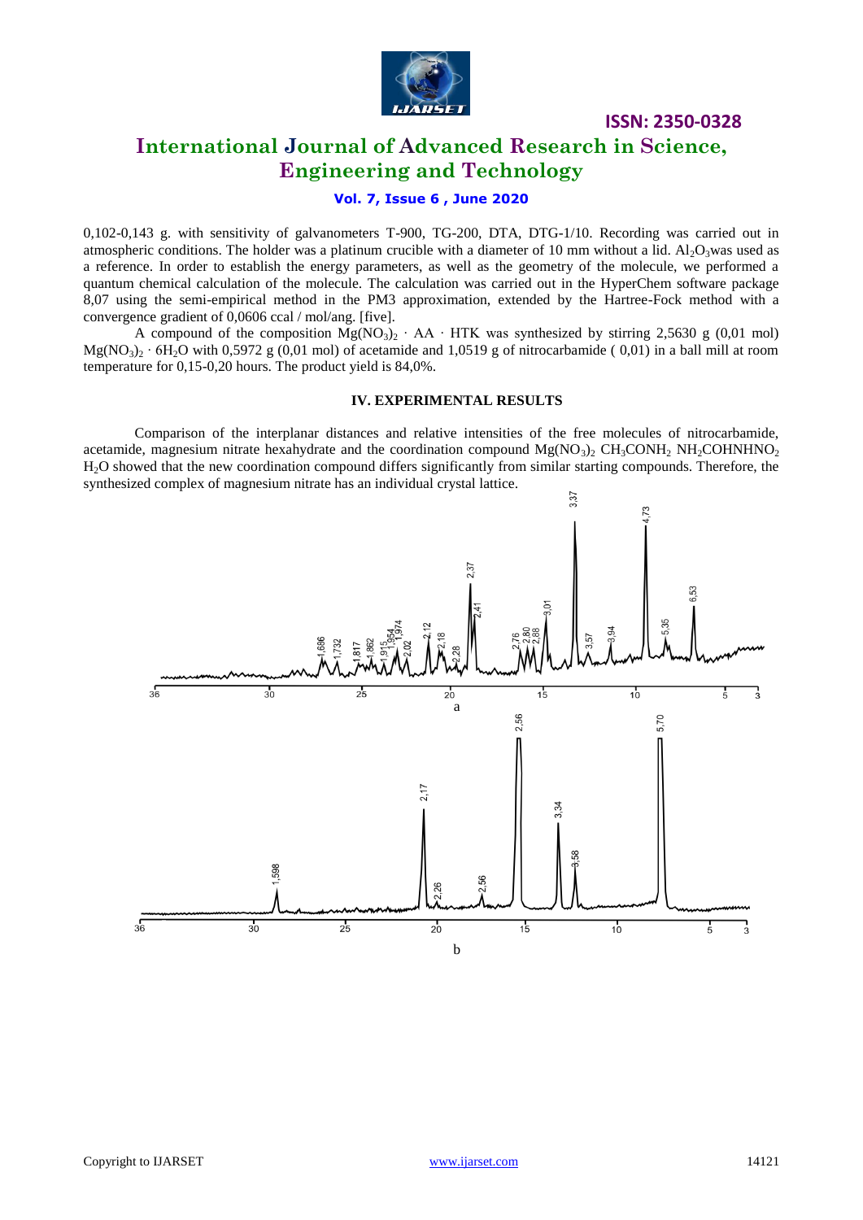0,102-0,143 g. with sensitivity of galvanometers T-900, TG-200, DTA, DTG-1/10. Recording was carried out in atmospheric conditions. The holder was a platinum crucible with a diameter of 10 mm without a lid. $Al_2O_3$was used as a reference. In order to establish the energy parameters, as well as the geometry of the molecule, we performed a quantum chemical calculation of the molecule. The calculation was carried out in the HyperChem software package 8,07 using the semi-empirical method in the PM3 approximation, extended by the Hartree-Fock method with a convergence gradient of 0,0606 ccal / mol/ang. [five].

A compound of the composition $Mg(NO_3)_2 \cdot AA \cdot HTK$ was synthesized by stirring 2,5630 g (0,01 mol) $Mg(NO_3)_2 \cdot 6H_2O$ with 0,5972 g (0,01 mol) of acetamide and 1,0519 g of nitrocarbamide ( 0,01) in a ball mill at room temperature for 0,15-0,20 hours. The product yield is 84,0%.

## IV. EXPERIMENTAL RESULTS

Comparison of the interplanar distances and relative intensities of the free molecules of nitrocarbamide, acetamide, magnesium nitrate hexahydrate and the coordination compound $Mg(NO_3)_2$ $CH_3CONH_2$ $NH_2COHNHNO_2$ $H_2O$ showed that the new coordination compound differs significantly from similar starting compounds. Therefore, the synthesized complex of magnesium nitrate has an individual crystal lattice.

a

b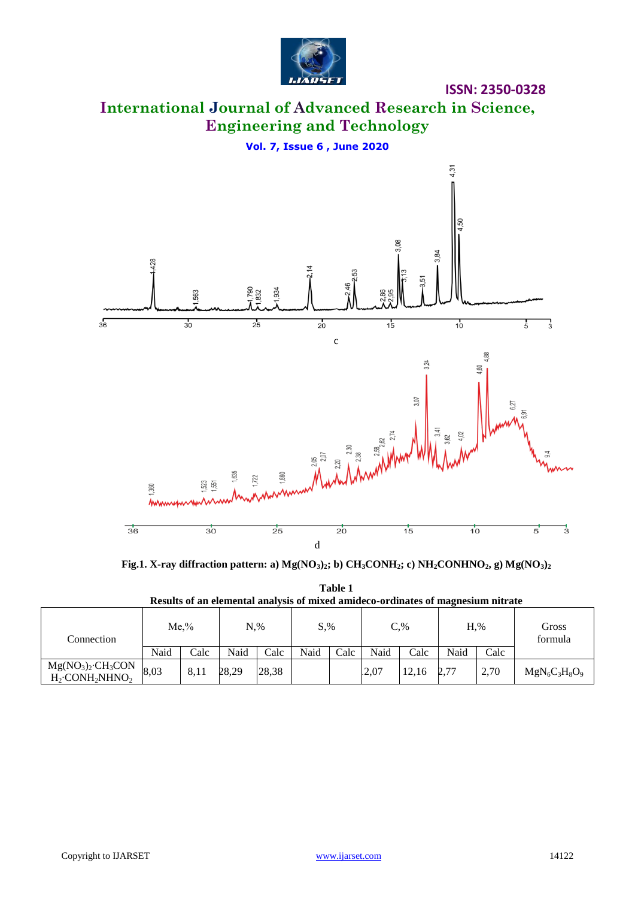c

d

**Fig.1. X-ray diffraction pattern: a) $Mg(NO_3)_2$; b) $CH_3CONH_2$; c) $NH_2CONHNO_2$, g) $Mg(NO_3)_2$**

**Table 1**

**Results of an elemental analysis of mixed amideco-ordinates of magnesium nitrate**

| Connection | Me,% | | N,% | | S,% | | C,% | | H,% | | Gross formula |
|---|---|---|---|---|---|---|---|---|---|---|---|
| | Naid | Calc | Naid | Calc | Naid | Calc | Naid | Calc | Naid | Calc | |
| $Mg(NO_3)_2{\cdot}CH_3CONH_2{\cdot}CONH_2NHNO_2$ | 8,03 | 8,11 | 28,29 | 28,38 | | | 2,07 | 12,16 | 2,77 | 2,70 | $MgN_6C_3H_8O_9$ |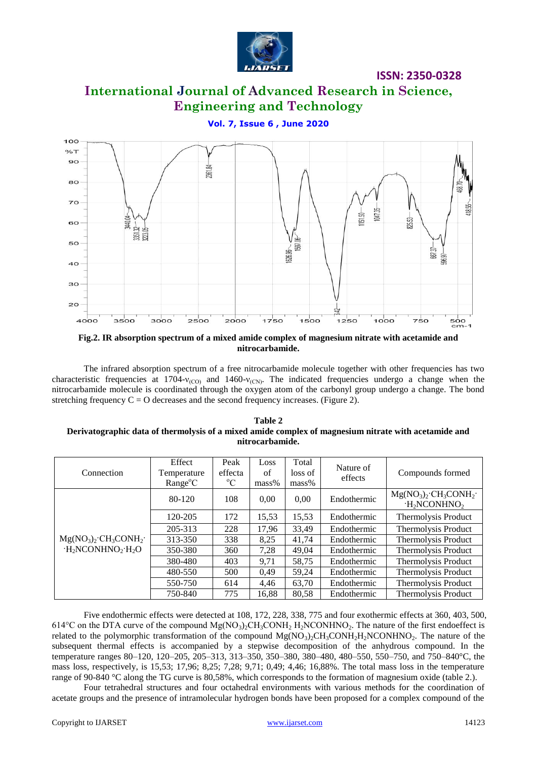**Fig.2. IR absorption spectrum of a mixed amide complex of magnesium nitrate with acetamide and nitrocarbamide.**

The infrared absorption spectrum of a free nitrocarbamide molecule together with other frequencies has two characteristic frequencies at 1704-$\nu_{(CO)}$ and 1460-$\nu_{(CN)}$. The indicated frequencies undergo a change when the nitrocarbamide molecule is coordinated through the oxygen atom of the carbonyl group undergo a change. The bond stretching frequency C = O decreases and the second frequency increases. (Figure 2).

**Table 2**
**Derivatographic data of thermolysis of a mixed amide complex of magnesium nitrate with acetamide and nitrocarbamide.**

| Connection | Effect Temperature Range°C | Peak effecta °C | Loss of mass% | Total loss of mass% | Nature of effects | Compounds formed |
|---|---|---|---|---|---|---|
| $Mg(NO_3)_2{\cdot}CH_3CONH_2{\cdot}{\cdot}H_2NCONHNO_2{\cdot}H_2O$ | 80-120 | 108 | 0,00 | 0,00 | Endothermic | $Mg(NO_3)_2{\cdot}CH_3CONH_2{\cdot}{\cdot}H_2NCONHNO_2$ |
| | 120-205 | 172 | 15,53 | 15,53 | Endothermic | Thermolysis Product |
| | 205-313 | 228 | 17,96 | 33,49 | Endothermic | Thermolysis Product |
| | 313-350 | 338 | 8,25 | 41,74 | Endothermic | Thermolysis Product |
| | 350-380 | 360 | 7,28 | 49,04 | Endothermic | Thermolysis Product |
| | 380-480 | 403 | 9,71 | 58,75 | Endothermic | Thermolysis Product |
| | 480-550 | 500 | 0,49 | 59,24 | Endothermic | Thermolysis Product |
| | 550-750 | 614 | 4,46 | 63,70 | Endothermic | Thermolysis Product |
| | 750-840 | 775 | 16,88 | 80,58 | Endothermic | Thermolysis Product |

Five endothermic effects were detected at 108, 172, 228, 338, 775 and four exothermic effects at 360, 403, 500, 614°C on the DTA curve of the compound $Mg(NO_3)_2CH_3CONH_2$ $H_2NCONHNO_2$. The nature of the first endoeffect is related to the polymorphic transformation of the compound $Mg(NO_3)_2CH_3CONH_2H_2NCONHNO_2$. The nature of the subsequent thermal effects is accompanied by a stepwise decomposition of the anhydrous compound. In the temperature ranges 80–120, 120–205, 205–313, 313–350, 350–380, 380–480, 480–550, 550–750, and 750–840°C, the mass loss, respectively, is 15,53; 17,96; 8,25; 7,28; 9,71; 0,49; 4,46; 16,88%. The total mass loss in the temperature range of 90-840 °C along the TG curve is 80,58%, which corresponds to the formation of magnesium oxide (table 2.).

Four tetrahedral structures and four octahedral environments with various methods for the coordination of acetate groups and the presence of intramolecular hydrogen bonds have been proposed for a complex compound of the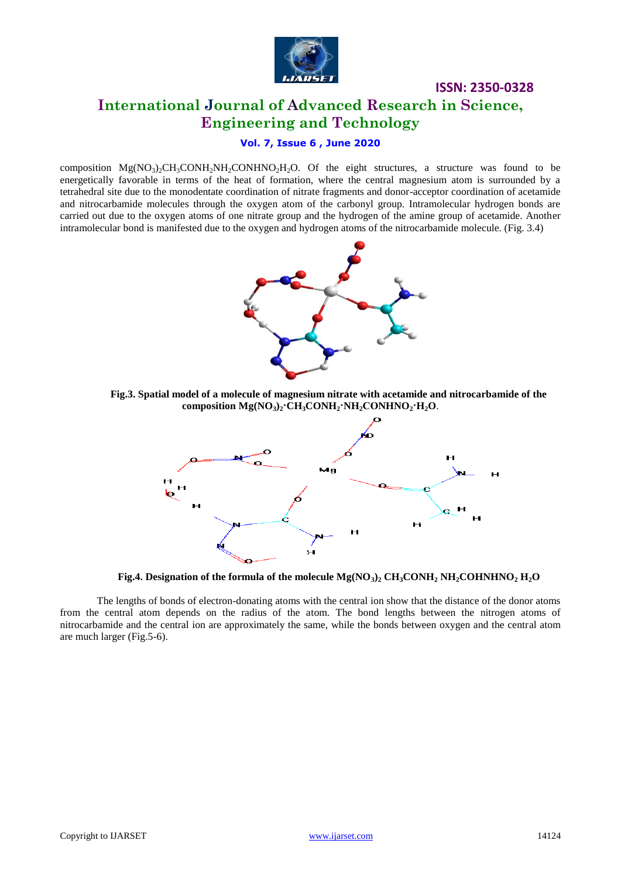composition $Mg(NO_3)_2CH_3CONH_2NH_2CONHNO_2H_2O$. Of the eight structures, a structure was found to be energetically favorable in terms of the heat of formation, where the central magnesium atom is surrounded by a tetrahedral site due to the monodentate coordination of nitrate fragments and donor-acceptor coordination of acetamide and nitrocarbamide molecules through the oxygen atom of the carbonyl group. Intramolecular hydrogen bonds are carried out due to the oxygen atoms of one nitrate group and the hydrogen of the amine group of acetamide. Another intramolecular bond is manifested due to the oxygen and hydrogen atoms of the nitrocarbamide molecule. (Fig. 3.4)

**Fig.3. Spatial model of a molecule of magnesium nitrate with acetamide and nitrocarbamide of the composition $Mg(NO_3)_2{\cdot}CH_3CONH_2{\cdot}NH_2CONHNO_2{\cdot}H_2O$.**

**Fig.4. Designation of the formula of the molecule $Mg(NO_3)_2$ $CH_3CONH_2$ $NH_2COHNHNO_2$ $H_2O$**

The lengths of bonds of electron-donating atoms with the central ion show that the distance of the donor atoms from the central atom depends on the radius of the atom. The bond lengths between the nitrogen atoms of nitrocarbamide and the central ion are approximately the same, while the bonds between oxygen and the central atom are much larger (Fig.5-6).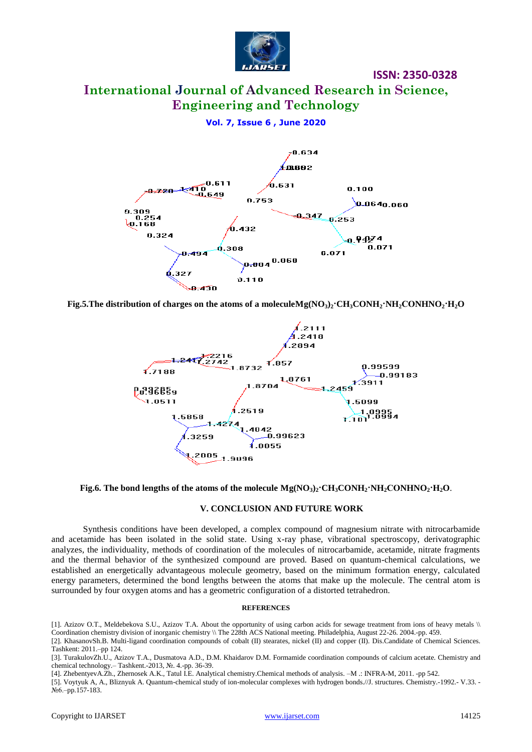-0.634
1.0882
0.631
0.611
-0.728
1.410
-0.649
0.753
0.100
0.309
0.254
0.168
-0.347
0.253
0.064
0.060
0.432
0.324
0.074
-0.132
0.071
0.308
-0.494
0.071
-0.004
0.060
0.327
0.110
-0.430

Fig.5.The distribution of charges on the atoms of a molecule$Mg(NO_3)_2 \cdot CH_3CONH_2 \cdot NH_2CONHNO_2 \cdot H_2O$

1.2111
1.2418
1.2894
1.2216
1.2417
1.2742
1.8732
1.857
1.7188
0.99599
0.99183
1.8761
1.3911
0.99285
0.96659
1.8704
1.2459
1.0511
1.5099
1.2519
1.0995
1.101
1.0994
1.5858
1.4274
1.4042
0.99623
1.3259
1.0055
1.2005
1.9096

Fig.6. The bond lengths of the atoms of the molecule $Mg(NO_3)_2 \cdot CH_3CONH_2 \cdot NH_2CONHNO_2 \cdot H_2O$.

## V. CONCLUSION AND FUTURE WORK

Synthesis conditions have been developed, a complex compound of magnesium nitrate with nitrocarbamide and acetamide has been isolated in the solid state. Using x-ray phase, vibrational spectroscopy, derivatographic analyzes, the individuality, methods of coordination of the molecules of nitrocarbamide, acetamide, nitrate fragments and the thermal behavior of the synthesized compound are proved. Based on quantum-chemical calculations, we established an energetically advantageous molecule geometry, based on the minimum formation energy, calculated energy parameters, determined the bond lengths between the atoms that make up the molecule. The central atom is surrounded by four oxygen atoms and has a geometric configuration of a distorted tetrahedron.

### REFERENCES

[1]. Azizov O.T., Meldebekova S.U., Azizov T.A. About the opportunity of using carbon acids for sewage treatment from ions of heavy metals \\ Coordination chemistry division of inorganic chemistry \\ The 228th ACS National meeting. Philadelphia, August 22-26. 2004.-pp. 459.

[2]. KhasanovSh.B. Multi-ligand coordination compounds of cobalt (II) stearates, nickel (II) and copper (II). Dis.Candidate of Chemical Sciences. Tashkent: 2011.–pp 124.

[3]. TurakulovZh.U., Azizov T.A., Dusmatova A.D., D.M. Khaidarov D.M. Formamide coordination compounds of calcium acetate. Chemistry and chemical technology.– Tashkent.-2013, №. 4.-pp. 36-39.

[4]. ZhebentyevA.Zh., Zhernosek A.K., Tatul I.E. Analytical chemistry.Chemical methods of analysis. –M .: INFRA-M, 2011. -pp 542.

[5]. Voytyuk A, A., Bliznyuk A. Quantum-chemical study of ion-molecular complexes with hydrogen bonds.//J. structures. Chemistry.-1992.- V.33. -№6.–pp.157-183.